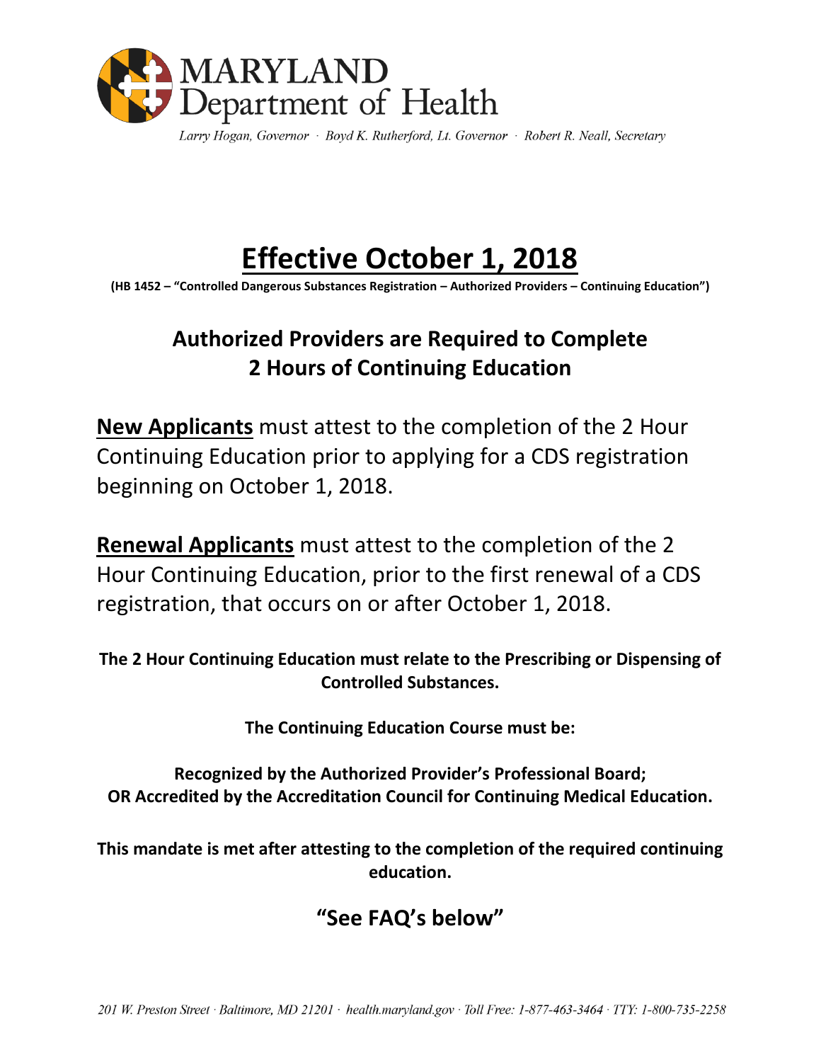MARYLAND
Department of Health

*Larry Hogan, Governor · Boyd K. Rutherford, Lt. Governor · Robert R. Neall, Secretary*

# Effective October 1, 2018

**(HB 1452 – "Controlled Dangerous Substances Registration – Authorized Providers – Continuing Education")**

## Authorized Providers are Required to Complete 2 Hours of Continuing Education

**New Applicants** must attest to the completion of the 2 Hour Continuing Education prior to applying for a CDS registration beginning on October 1, 2018.

**Renewal Applicants** must attest to the completion of the 2 Hour Continuing Education, prior to the first renewal of a CDS registration, that occurs on or after October 1, 2018.

**The 2 Hour Continuing Education must relate to the Prescribing or Dispensing of Controlled Substances.**

**The Continuing Education Course must be:**

**Recognized by the Authorized Provider's Professional Board;**
**OR Accredited by the Accreditation Council for Continuing Medical Education.**

**This mandate is met after attesting to the completion of the required continuing education.**

## "See FAQ's below"

*201 W. Preston Street · Baltimore, MD 21201 · health.maryland.gov · Toll Free: 1-877-463-3464 · TTY: 1-800-735-2258*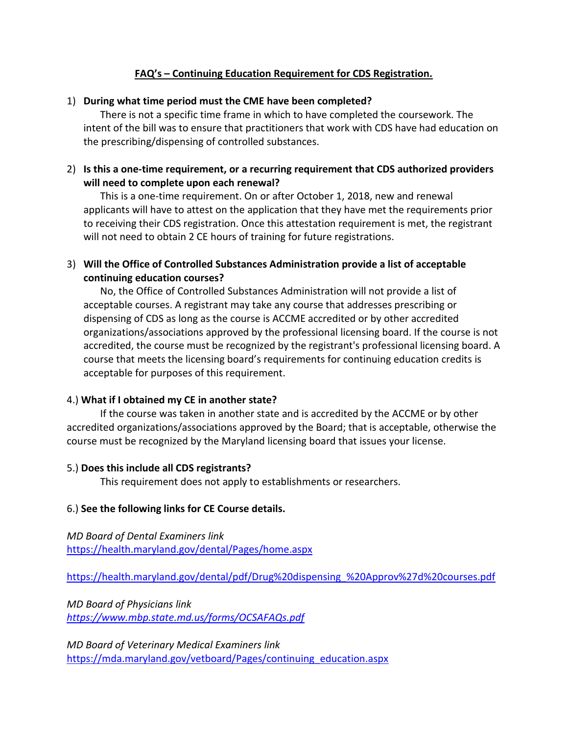## FAQ's – Continuing Education Requirement for CDS Registration.

1) **During what time period must the CME have been completed?**

   There is not a specific time frame in which to have completed the coursework. The intent of the bill was to ensure that practitioners that work with CDS have had education on the prescribing/dispensing of controlled substances.

2) **Is this a one-time requirement, or a recurring requirement that CDS authorized providers will need to complete upon each renewal?**

   This is a one-time requirement. On or after October 1, 2018, new and renewal applicants will have to attest on the application that they have met the requirements prior to receiving their CDS registration. Once this attestation requirement is met, the registrant will not need to obtain 2 CE hours of training for future registrations.

3) **Will the Office of Controlled Substances Administration provide a list of acceptable continuing education courses?**

   No, the Office of Controlled Substances Administration will not provide a list of acceptable courses. A registrant may take any course that addresses prescribing or dispensing of CDS as long as the course is ACCME accredited or by other accredited organizations/associations approved by the professional licensing board. If the course is not accredited, the course must be recognized by the registrant's professional licensing board. A course that meets the licensing board's requirements for continuing education credits is acceptable for purposes of this requirement.

4.) **What if I obtained my CE in another state?**

If the course was taken in another state and is accredited by the ACCME or by other accredited organizations/associations approved by the Board; that is acceptable, otherwise the course must be recognized by the Maryland licensing board that issues your license.

5.) **Does this include all CDS registrants?**

This requirement does not apply to establishments or researchers.

6.) **See the following links for CE Course details.**

*MD Board of Dental Examiners link*
https://health.maryland.gov/dental/Pages/home.aspx

https://health.maryland.gov/dental/pdf/Drug%20dispensing_%20Approv%27d%20courses.pdf

*MD Board of Physicians link*
*https://www.mbp.state.md.us/forms/OCSAFAQs.pdf*

*MD Board of Veterinary Medical Examiners link*
https://mda.maryland.gov/vetboard/Pages/continuing_education.aspx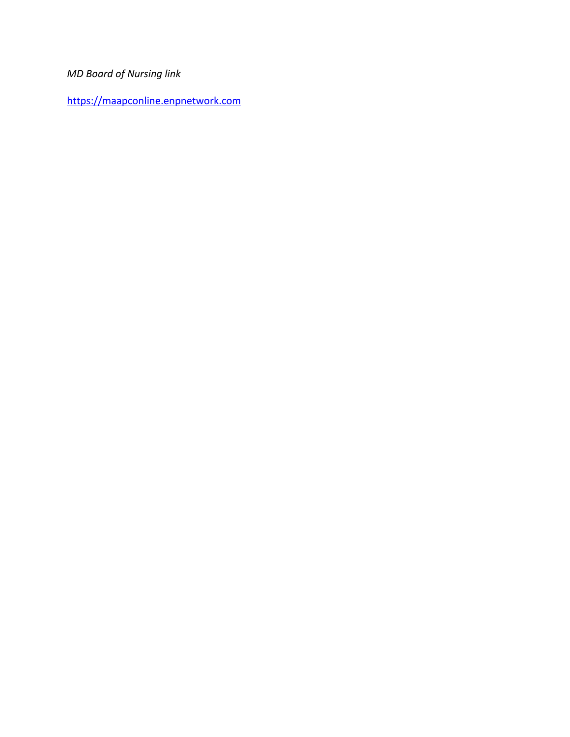*MD Board of Nursing link*

https://maapconline.enpnetwork.com